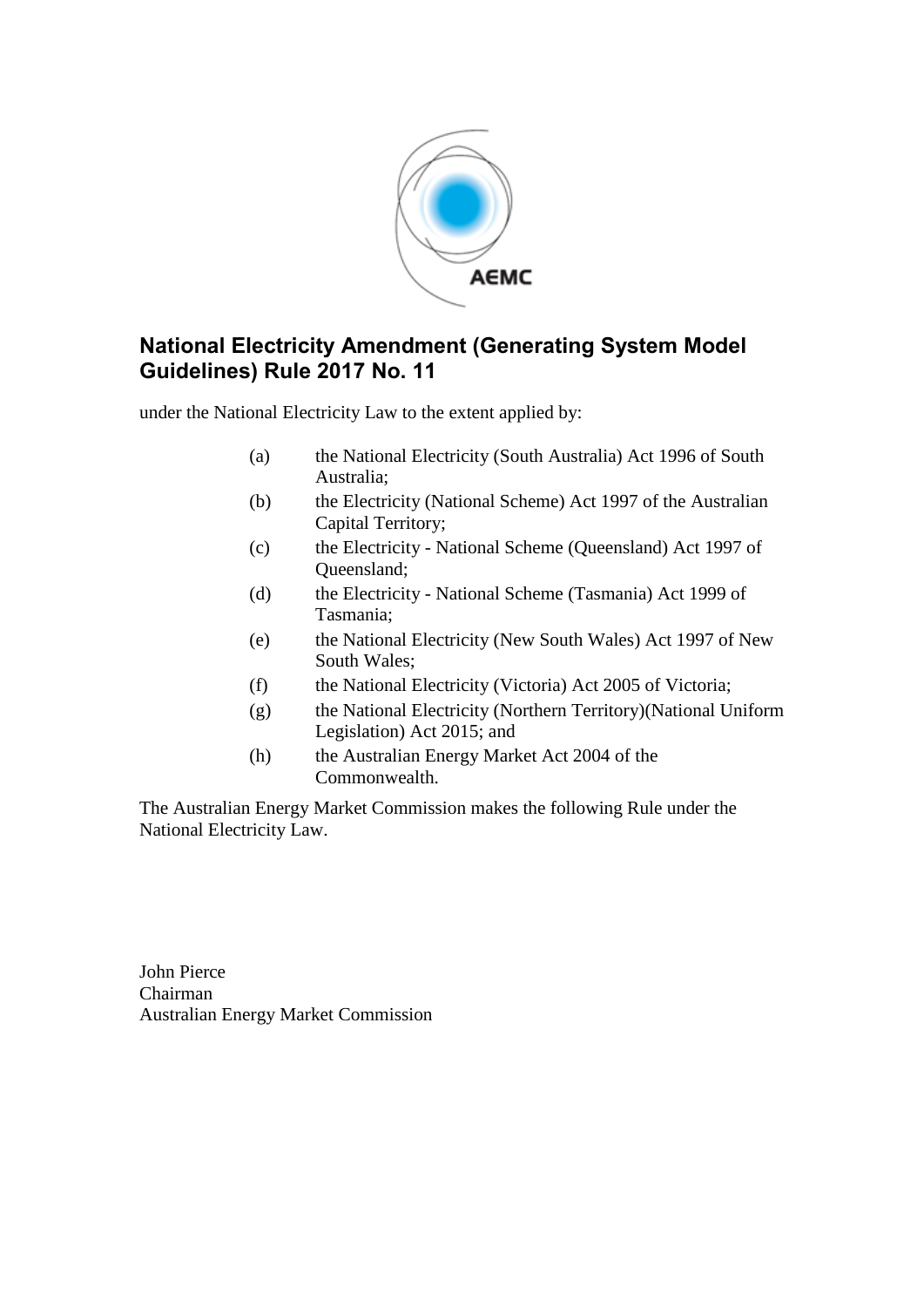# National Electricity Amendment (Generating System Model Guidelines) Rule 2017 No. 11

under the National Electricity Law to the extent applied by:

(a) the National Electricity (South Australia) Act 1996 of South Australia;

(b) the Electricity (National Scheme) Act 1997 of the Australian Capital Territory;

(c) the Electricity - National Scheme (Queensland) Act 1997 of Queensland;

(d) the Electricity - National Scheme (Tasmania) Act 1999 of Tasmania;

(e) the National Electricity (New South Wales) Act 1997 of New South Wales;

(f) the National Electricity (Victoria) Act 2005 of Victoria;

(g) the National Electricity (Northern Territory)(National Uniform Legislation) Act 2015; and

(h) the Australian Energy Market Act 2004 of the Commonwealth.

The Australian Energy Market Commission makes the following Rule under the National Electricity Law.

John Pierce
Chairman
Australian Energy Market Commission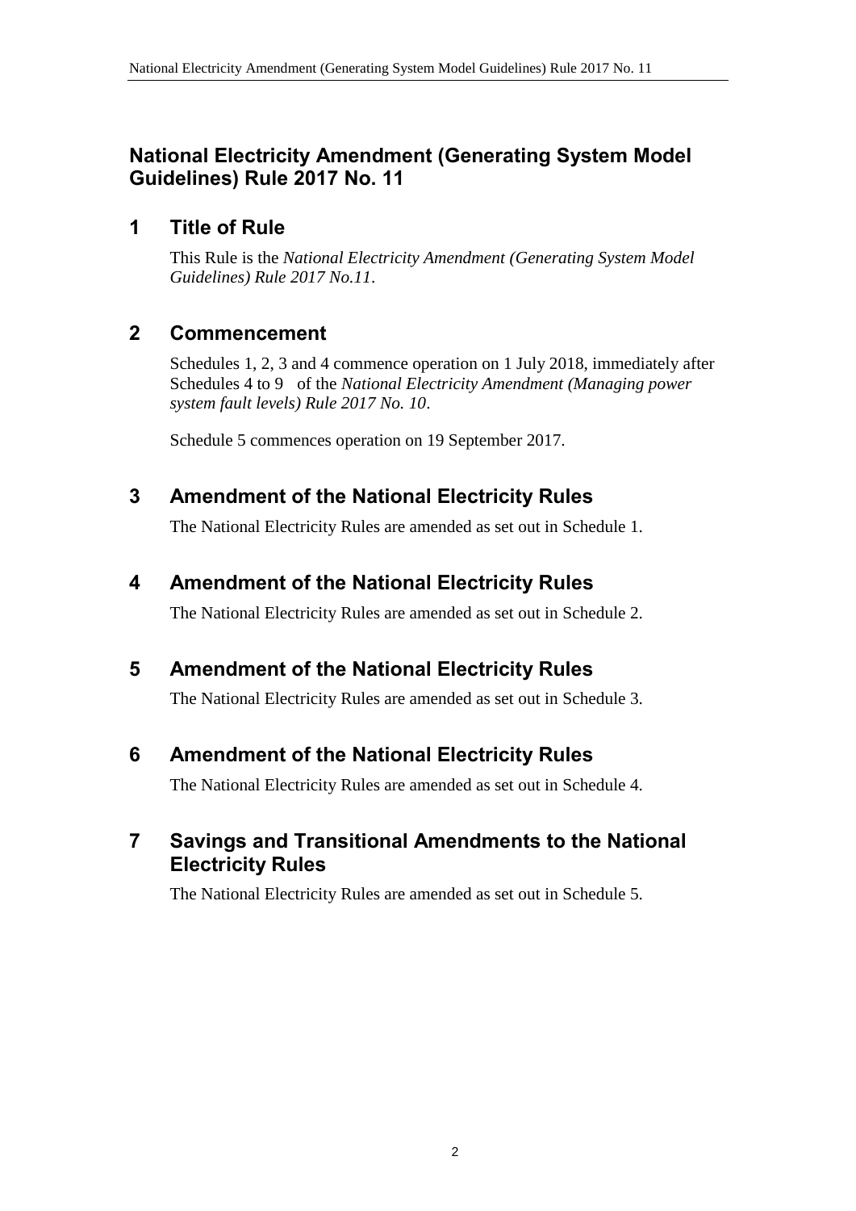# National Electricity Amendment (Generating System Model Guidelines) Rule 2017 No. 11

## 1 Title of Rule

This Rule is the *National Electricity Amendment (Generating System Model Guidelines) Rule 2017 No.11*.

## 2 Commencement

Schedules 1, 2, 3 and 4 commence operation on 1 July 2018, immediately after Schedules 4 to 9 of the *National Electricity Amendment (Managing power system fault levels) Rule 2017 No. 10*.

Schedule 5 commences operation on 19 September 2017.

## 3 Amendment of the National Electricity Rules

The National Electricity Rules are amended as set out in Schedule 1.

## 4 Amendment of the National Electricity Rules

The National Electricity Rules are amended as set out in Schedule 2.

## 5 Amendment of the National Electricity Rules

The National Electricity Rules are amended as set out in Schedule 3.

## 6 Amendment of the National Electricity Rules

The National Electricity Rules are amended as set out in Schedule 4.

## 7 Savings and Transitional Amendments to the National Electricity Rules

The National Electricity Rules are amended as set out in Schedule 5.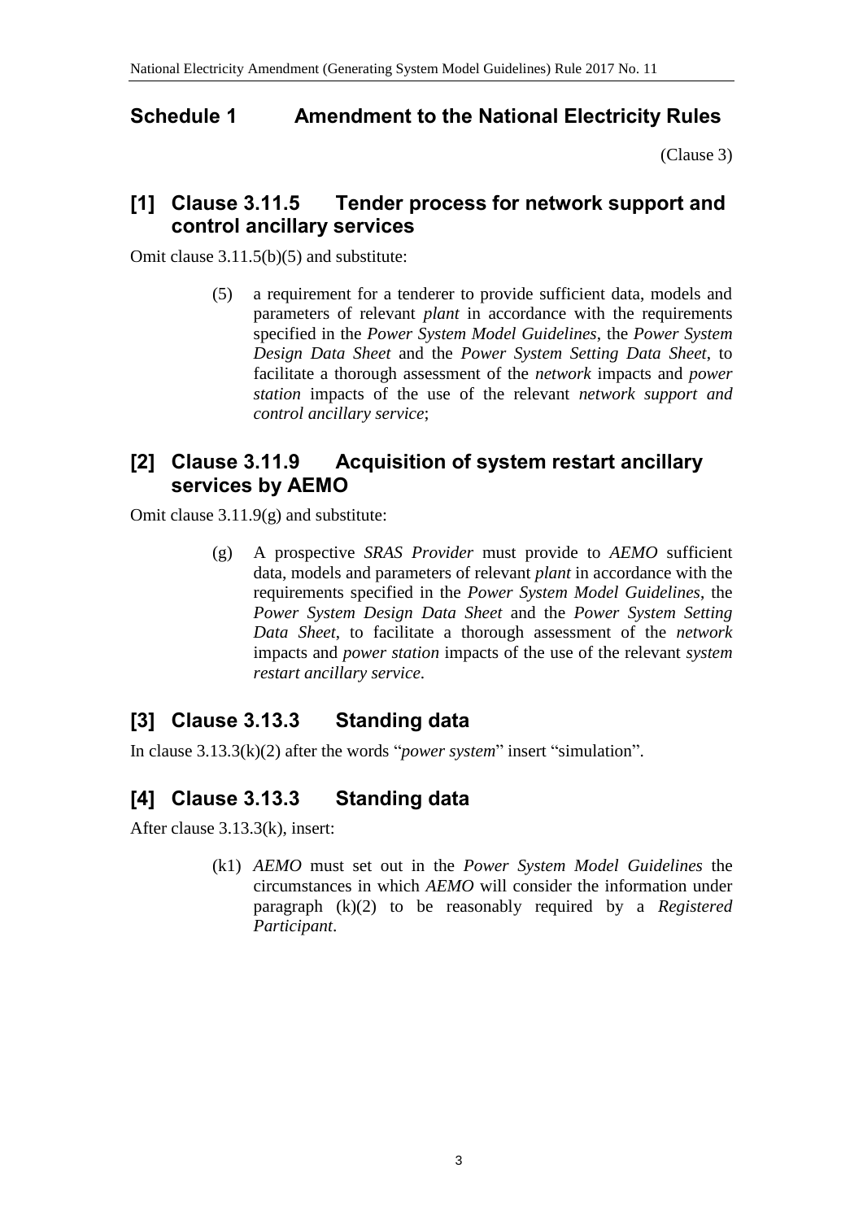## Schedule 1 Amendment to the National Electricity Rules

(Clause 3)

### [1] Clause 3.11.5 Tender process for network support and control ancillary services

Omit clause 3.11.5(b)(5) and substitute:

> (5) a requirement for a tenderer to provide sufficient data, models and parameters of relevant *plant* in accordance with the requirements specified in the *Power System Model Guidelines*, the *Power System Design Data Sheet* and the *Power System Setting Data Sheet*, to facilitate a thorough assessment of the *network* impacts and *power station* impacts of the use of the relevant *network support and control ancillary service*;

### [2] Clause 3.11.9 Acquisition of system restart ancillary services by AEMO

Omit clause 3.11.9(g) and substitute:

> (g) A prospective *SRAS Provider* must provide to *AEMO* sufficient data, models and parameters of relevant *plant* in accordance with the requirements specified in the *Power System Model Guidelines*, the *Power System Design Data Sheet* and the *Power System Setting Data Sheet*, to facilitate a thorough assessment of the *network* impacts and *power station* impacts of the use of the relevant *system restart ancillary service*.

### [3] Clause 3.13.3 Standing data

In clause 3.13.3(k)(2) after the words "*power system*" insert "simulation".

### [4] Clause 3.13.3 Standing data

After clause 3.13.3(k), insert:

> (k1) *AEMO* must set out in the *Power System Model Guidelines* the circumstances in which *AEMO* will consider the information under paragraph (k)(2) to be reasonably required by a *Registered Participant*.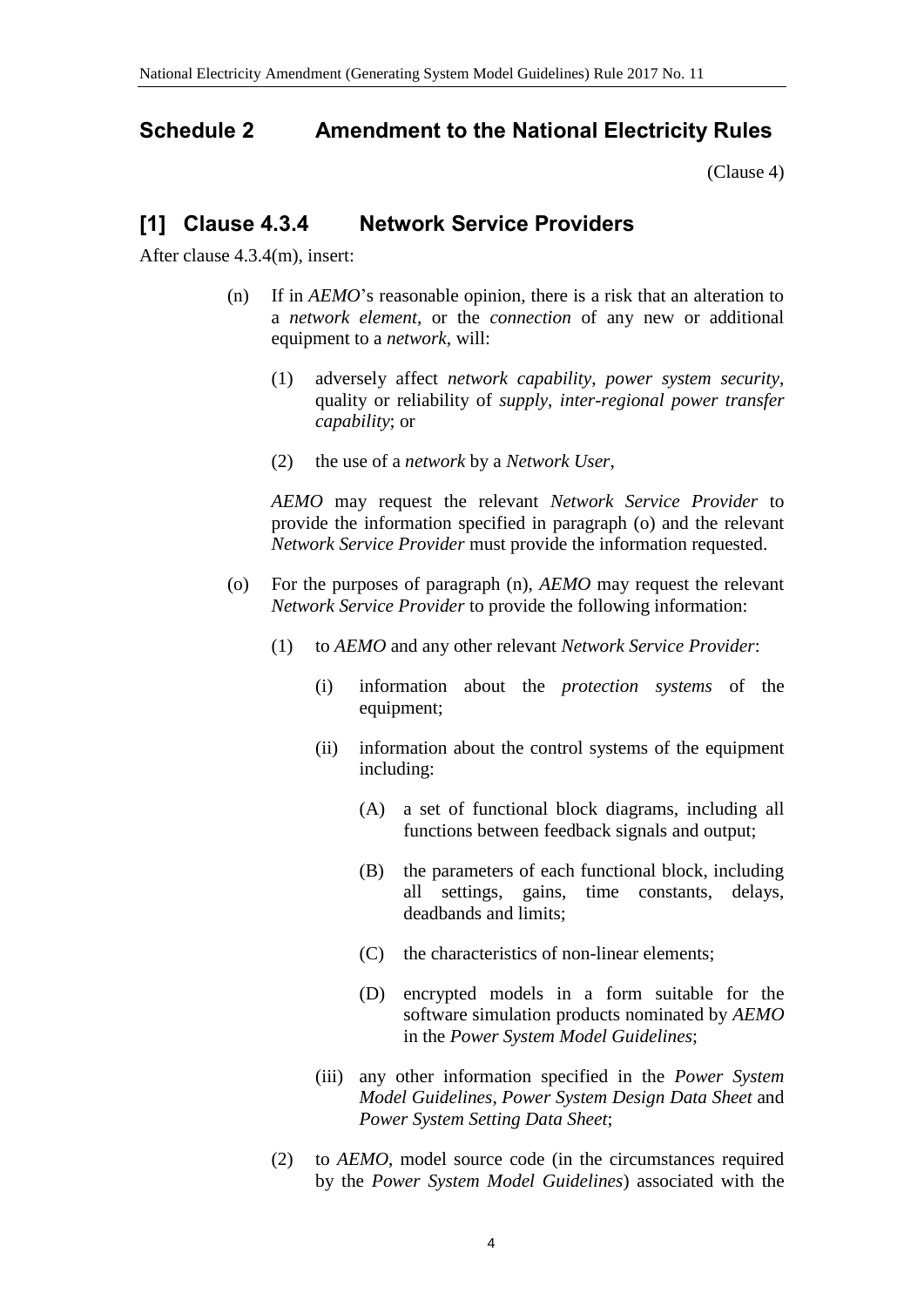## Schedule 2 Amendment to the National Electricity Rules

(Clause 4)

### [1] Clause 4.3.4 Network Service Providers

After clause 4.3.4(m), insert:

(n) If in *AEMO*'s reasonable opinion, there is a risk that an alteration to a *network element*, or the *connection* of any new or additional equipment to a *network*, will:

(1) adversely affect *network capability*, *power system security*, quality or reliability of *supply*, *inter-regional power transfer capability*; or

(2) the use of a *network* by a *Network User*,

*AEMO* may request the relevant *Network Service Provider* to provide the information specified in paragraph (o) and the relevant *Network Service Provider* must provide the information requested.

(o) For the purposes of paragraph (n), *AEMO* may request the relevant *Network Service Provider* to provide the following information:

(1) to *AEMO* and any other relevant *Network Service Provider*:

(i) information about the *protection systems* of the equipment;

(ii) information about the control systems of the equipment including:

(A) a set of functional block diagrams, including all functions between feedback signals and output;

(B) the parameters of each functional block, including all settings, gains, time constants, delays, deadbands and limits;

(C) the characteristics of non-linear elements;

(D) encrypted models in a form suitable for the software simulation products nominated by *AEMO* in the *Power System Model Guidelines*;

(iii) any other information specified in the *Power System Model Guidelines*, *Power System Design Data Sheet* and *Power System Setting Data Sheet*;

(2) to *AEMO*, model source code (in the circumstances required by the *Power System Model Guidelines*) associated with the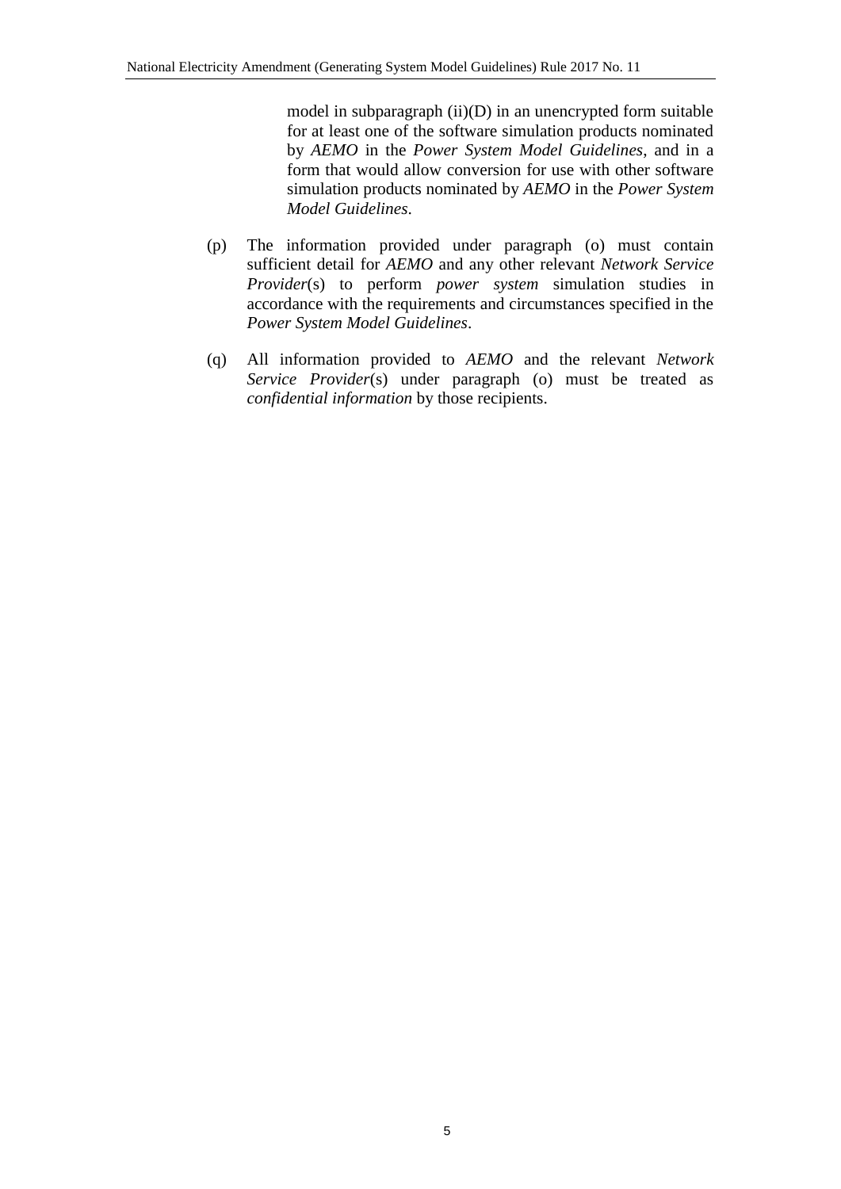model in subparagraph (ii)(D) in an unencrypted form suitable for at least one of the software simulation products nominated by *AEMO* in the *Power System Model Guidelines*, and in a form that would allow conversion for use with other software simulation products nominated by *AEMO* in the *Power System Model Guidelines*.

(p) The information provided under paragraph (o) must contain sufficient detail for *AEMO* and any other relevant *Network Service Provider*(s) to perform *power system* simulation studies in accordance with the requirements and circumstances specified in the *Power System Model Guidelines*.

(q) All information provided to *AEMO* and the relevant *Network Service Provider*(s) under paragraph (o) must be treated as *confidential information* by those recipients.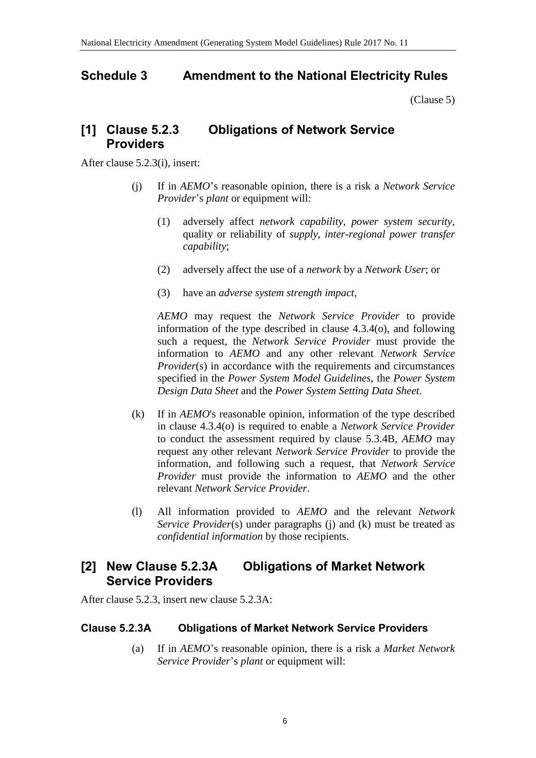## Schedule 3 Amendment to the National Electricity Rules

(Clause 5)

## [1] Clause 5.2.3 Obligations of Network Service Providers

After clause 5.2.3(i), insert:

(j) If in *AEMO*'s reasonable opinion, there is a risk a *Network Service Provider*'s *plant* or equipment will:

(1) adversely affect *network capability*, *power system security*, quality or reliability of *supply*, *inter-regional power transfer capability*;

(2) adversely affect the use of a *network* by a *Network User*; or

(3) have an *adverse system strength impact*,

*AEMO* may request the *Network Service Provider* to provide information of the type described in clause 4.3.4(o), and following such a request, the *Network Service Provider* must provide the information to *AEMO* and any other relevant *Network Service Provider*(s) in accordance with the requirements and circumstances specified in the *Power System Model Guidelines*, the *Power System Design Data Sheet* and the *Power System Setting Data Sheet*.

(k) If in *AEMO*'s reasonable opinion, information of the type described in clause 4.3.4(o) is required to enable a *Network Service Provider* to conduct the assessment required by clause 5.3.4B, *AEMO* may request any other relevant *Network Service Provider* to provide the information, and following such a request, that *Network Service Provider* must provide the information to *AEMO* and the other relevant *Network Service Provider*.

(l) All information provided to *AEMO* and the relevant *Network Service Provider*(s) under paragraphs (j) and (k) must be treated as *confidential information* by those recipients.

## [2] New Clause 5.2.3A Obligations of Market Network Service Providers

After clause 5.2.3, insert new clause 5.2.3A:

### Clause 5.2.3A Obligations of Market Network Service Providers

(a) If in *AEMO*'s reasonable opinion, there is a risk a *Market Network Service Provider*'s *plant* or equipment will: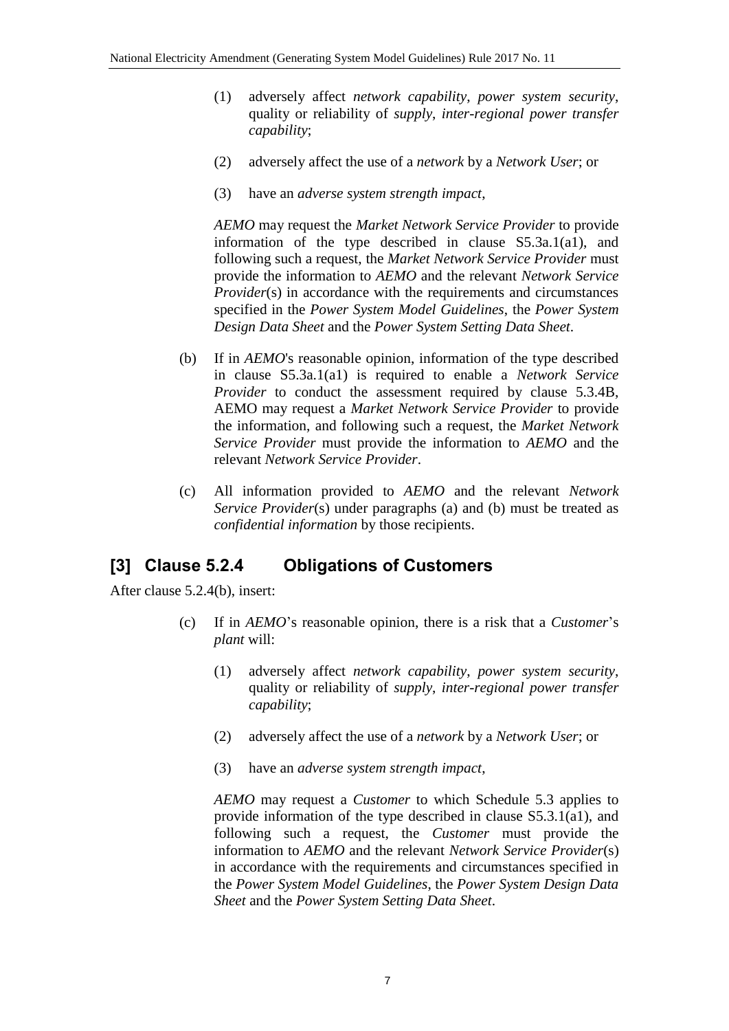(1) adversely affect *network capability*, *power system security*, quality or reliability of *supply*, *inter-regional power transfer capability*;

(2) adversely affect the use of a *network* by a *Network User*; or

(3) have an *adverse system strength impact*,

*AEMO* may request the *Market Network Service Provider* to provide information of the type described in clause S5.3a.1(a1), and following such a request, the *Market Network Service Provider* must provide the information to *AEMO* and the relevant *Network Service Provider*(s) in accordance with the requirements and circumstances specified in the *Power System Model Guidelines*, the *Power System Design Data Sheet* and the *Power System Setting Data Sheet*.

(b) If in *AEMO*'s reasonable opinion, information of the type described in clause S5.3a.1(a1) is required to enable a *Network Service Provider* to conduct the assessment required by clause 5.3.4B, AEMO may request a *Market Network Service Provider* to provide the information, and following such a request, the *Market Network Service Provider* must provide the information to *AEMO* and the relevant *Network Service Provider*.

(c) All information provided to *AEMO* and the relevant *Network Service Provider*(s) under paragraphs (a) and (b) must be treated as *confidential information* by those recipients.

## [3] Clause 5.2.4 Obligations of Customers

After clause 5.2.4(b), insert:

(c) If in *AEMO*'s reasonable opinion, there is a risk that a *Customer*'s *plant* will:

(1) adversely affect *network capability*, *power system security*, quality or reliability of *supply*, *inter-regional power transfer capability*;

(2) adversely affect the use of a *network* by a *Network User*; or

(3) have an *adverse system strength impact*,

*AEMO* may request a *Customer* to which Schedule 5.3 applies to provide information of the type described in clause S5.3.1(a1), and following such a request, the *Customer* must provide the information to *AEMO* and the relevant *Network Service Provider*(s) in accordance with the requirements and circumstances specified in the *Power System Model Guidelines*, the *Power System Design Data Sheet* and the *Power System Setting Data Sheet*.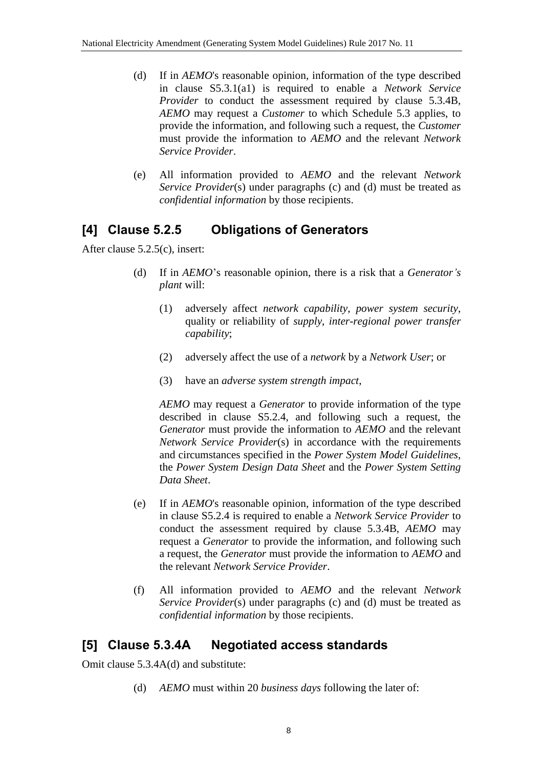(d) If in *AEMO*'s reasonable opinion, information of the type described in clause S5.3.1(a1) is required to enable a *Network Service Provider* to conduct the assessment required by clause 5.3.4B, *AEMO* may request a *Customer* to which Schedule 5.3 applies, to provide the information, and following such a request, the *Customer* must provide the information to *AEMO* and the relevant *Network Service Provider*.

(e) All information provided to *AEMO* and the relevant *Network Service Provider*(s) under paragraphs (c) and (d) must be treated as *confidential information* by those recipients.

## [4] Clause 5.2.5 Obligations of Generators

After clause 5.2.5(c), insert:

(d) If in *AEMO*'s reasonable opinion, there is a risk that a *Generator's plant* will:

(1) adversely affect *network capability*, *power system security*, quality or reliability of *supply*, *inter-regional power transfer capability*;

(2) adversely affect the use of a *network* by a *Network User*; or

(3) have an *adverse system strength impact*,

*AEMO* may request a *Generator* to provide information of the type described in clause S5.2.4, and following such a request, the *Generator* must provide the information to *AEMO* and the relevant *Network Service Provider*(s) in accordance with the requirements and circumstances specified in the *Power System Model Guidelines*, the *Power System Design Data Sheet* and the *Power System Setting Data Sheet*.

(e) If in *AEMO*'s reasonable opinion, information of the type described in clause S5.2.4 is required to enable a *Network Service Provider* to conduct the assessment required by clause 5.3.4B, *AEMO* may request a *Generator* to provide the information, and following such a request, the *Generator* must provide the information to *AEMO* and the relevant *Network Service Provider*.

(f) All information provided to *AEMO* and the relevant *Network Service Provider*(s) under paragraphs (c) and (d) must be treated as *confidential information* by those recipients.

## [5] Clause 5.3.4A Negotiated access standards

Omit clause 5.3.4A(d) and substitute:

(d) *AEMO* must within 20 *business days* following the later of: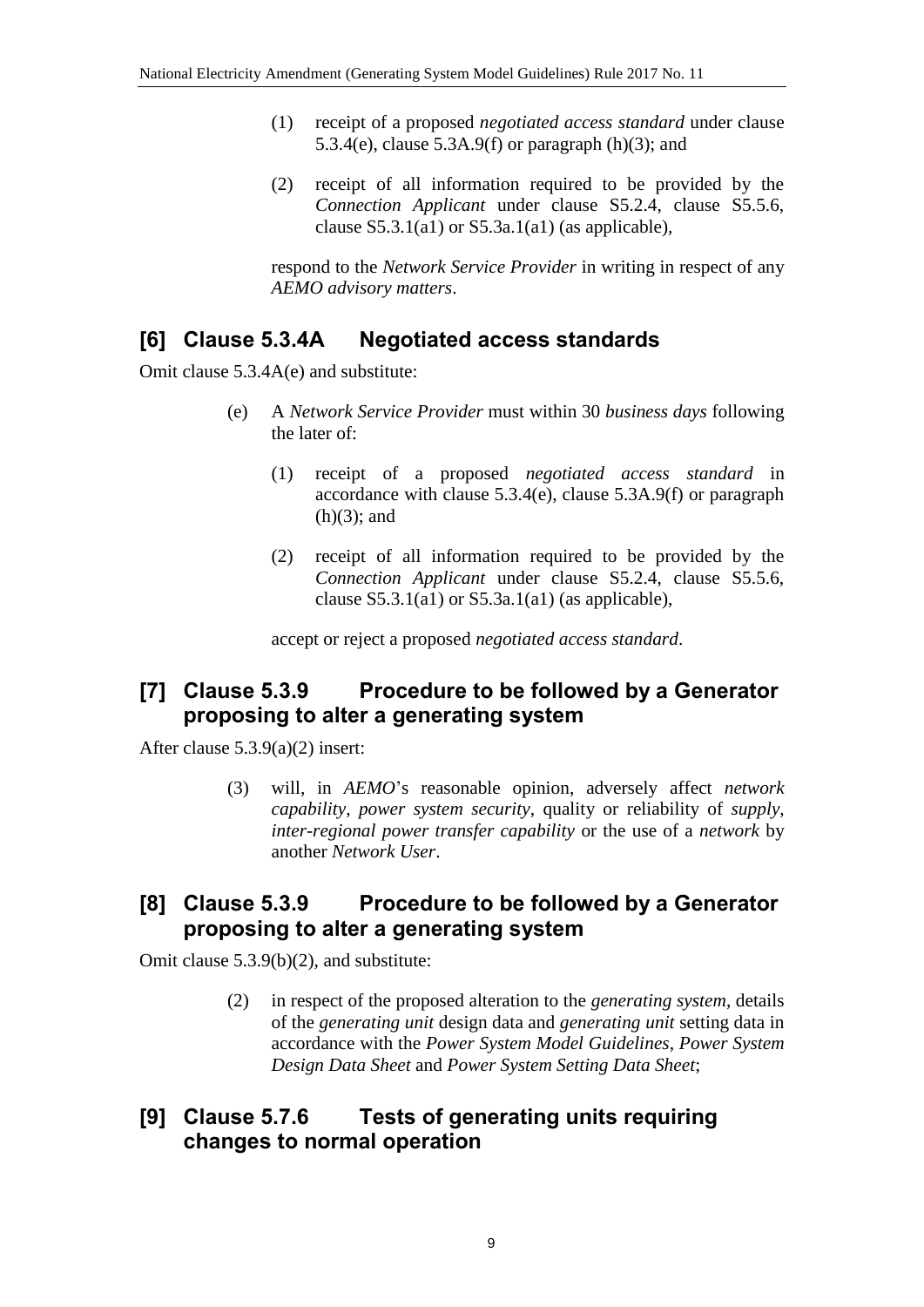(1) receipt of a proposed *negotiated access standard* under clause 5.3.4(e), clause 5.3A.9(f) or paragraph (h)(3); and

(2) receipt of all information required to be provided by the *Connection Applicant* under clause S5.2.4, clause S5.5.6, clause S5.3.1(a1) or S5.3a.1(a1) (as applicable),

respond to the *Network Service Provider* in writing in respect of any *AEMO advisory matters*.

## [6] Clause 5.3.4A Negotiated access standards

Omit clause 5.3.4A(e) and substitute:

(e) A *Network Service Provider* must within 30 *business days* following the later of:

(1) receipt of a proposed *negotiated access standard* in accordance with clause 5.3.4(e), clause 5.3A.9(f) or paragraph (h)(3); and

(2) receipt of all information required to be provided by the *Connection Applicant* under clause S5.2.4, clause S5.5.6, clause S5.3.1(a1) or S5.3a.1(a1) (as applicable),

accept or reject a proposed *negotiated access standard*.

## [7] Clause 5.3.9 Procedure to be followed by a Generator proposing to alter a generating system

After clause 5.3.9(a)(2) insert:

(3) will, in *AEMO*'s reasonable opinion, adversely affect *network capability*, *power system security*, quality or reliability of *supply*, *inter-regional power transfer capability* or the use of a *network* by another *Network User*.

## [8] Clause 5.3.9 Procedure to be followed by a Generator proposing to alter a generating system

Omit clause 5.3.9(b)(2), and substitute:

(2) in respect of the proposed alteration to the *generating system*, details of the *generating unit* design data and *generating unit* setting data in accordance with the *Power System Model Guidelines*, *Power System Design Data Sheet* and *Power System Setting Data Sheet*;

## [9] Clause 5.7.6 Tests of generating units requiring changes to normal operation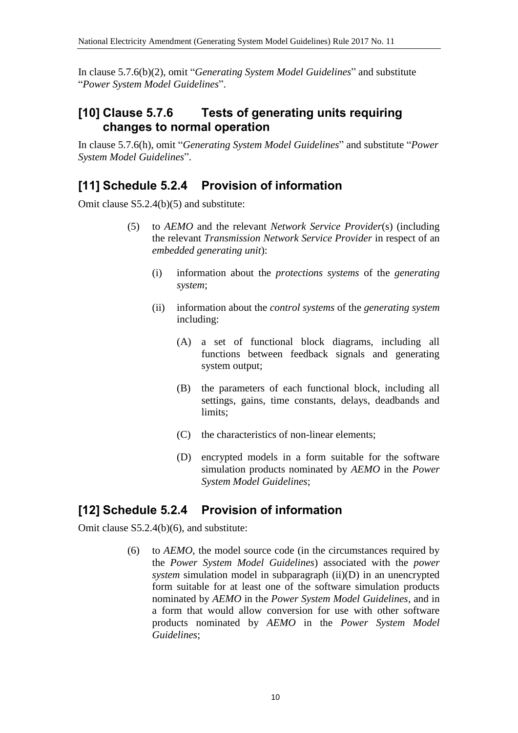In clause 5.7.6(b)(2), omit "*Generating System Model Guidelines*" and substitute "*Power System Model Guidelines*".

## [10] Clause 5.7.6 Tests of generating units requiring changes to normal operation

In clause 5.7.6(h), omit "*Generating System Model Guidelines*" and substitute "*Power System Model Guidelines*".

## [11] Schedule 5.2.4 Provision of information

Omit clause S5.2.4(b)(5) and substitute:

(5) to *AEMO* and the relevant *Network Service Provider*(s) (including the relevant *Transmission Network Service Provider* in respect of an *embedded generating unit*):

(i) information about the *protections systems* of the *generating system*;

(ii) information about the *control systems* of the *generating system* including:

(A) a set of functional block diagrams, including all functions between feedback signals and generating system output;

(B) the parameters of each functional block, including all settings, gains, time constants, delays, deadbands and limits;

(C) the characteristics of non-linear elements;

(D) encrypted models in a form suitable for the software simulation products nominated by *AEMO* in the *Power System Model Guidelines*;

## [12] Schedule 5.2.4 Provision of information

Omit clause S5.2.4(b)(6), and substitute:

(6) to *AEMO*, the model source code (in the circumstances required by the *Power System Model Guidelines*) associated with the *power system* simulation model in subparagraph (ii)(D) in an unencrypted form suitable for at least one of the software simulation products nominated by *AEMO* in the *Power System Model Guidelines*, and in a form that would allow conversion for use with other software products nominated by *AEMO* in the *Power System Model Guidelines*;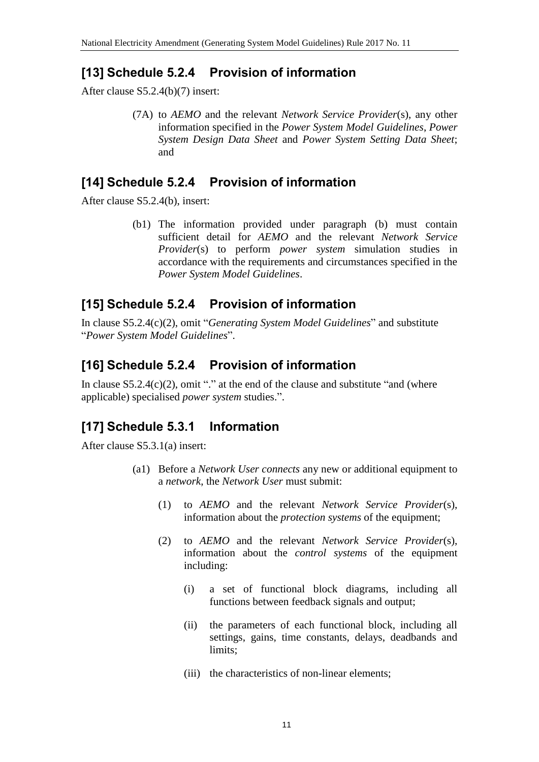## [13] Schedule 5.2.4 Provision of information

After clause S5.2.4(b)(7) insert:

> (7A) to *AEMO* and the relevant *Network Service Provider*(s), any other information specified in the *Power System Model Guidelines*, *Power System Design Data Sheet* and *Power System Setting Data Sheet*; and

## [14] Schedule 5.2.4 Provision of information

After clause S5.2.4(b), insert:

> (b1) The information provided under paragraph (b) must contain sufficient detail for *AEMO* and the relevant *Network Service Provider*(s) to perform *power system* simulation studies in accordance with the requirements and circumstances specified in the *Power System Model Guidelines*.

## [15] Schedule 5.2.4 Provision of information

In clause S5.2.4(c)(2), omit "*Generating System Model Guidelines*" and substitute "*Power System Model Guidelines*".

## [16] Schedule 5.2.4 Provision of information

In clause S5.2.4(c)(2), omit "." at the end of the clause and substitute "and (where applicable) specialised *power system* studies.".

## [17] Schedule 5.3.1 Information

After clause S5.3.1(a) insert:

> (a1) Before a *Network User connects* any new or additional equipment to a *network*, the *Network User* must submit:
>
> (1) to *AEMO* and the relevant *Network Service Provider*(s), information about the *protection systems* of the equipment;
>
> (2) to *AEMO* and the relevant *Network Service Provider*(s), information about the *control systems* of the equipment including:
>
> (i) a set of functional block diagrams, including all functions between feedback signals and output;
>
> (ii) the parameters of each functional block, including all settings, gains, time constants, delays, deadbands and limits;
>
> (iii) the characteristics of non-linear elements;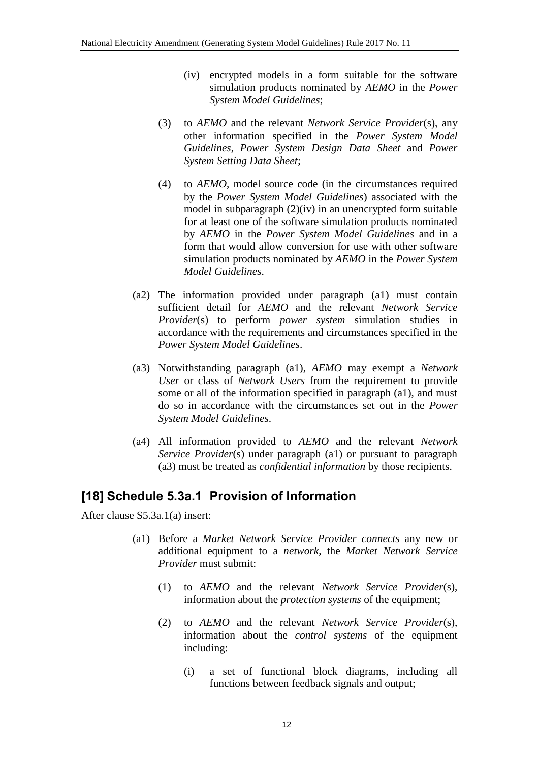(iv) encrypted models in a form suitable for the software simulation products nominated by *AEMO* in the *Power System Model Guidelines*;

(3) to *AEMO* and the relevant *Network Service Provider*(s), any other information specified in the *Power System Model Guidelines*, *Power System Design Data Sheet* and *Power System Setting Data Sheet*;

(4) to *AEMO*, model source code (in the circumstances required by the *Power System Model Guidelines*) associated with the model in subparagraph (2)(iv) in an unencrypted form suitable for at least one of the software simulation products nominated by *AEMO* in the *Power System Model Guidelines* and in a form that would allow conversion for use with other software simulation products nominated by *AEMO* in the *Power System Model Guidelines*.

(a2) The information provided under paragraph (a1) must contain sufficient detail for *AEMO* and the relevant *Network Service Provider*(s) to perform *power system* simulation studies in accordance with the requirements and circumstances specified in the *Power System Model Guidelines*.

(a3) Notwithstanding paragraph (a1), *AEMO* may exempt a *Network User* or class of *Network Users* from the requirement to provide some or all of the information specified in paragraph (a1), and must do so in accordance with the circumstances set out in the *Power System Model Guidelines*.

(a4) All information provided to *AEMO* and the relevant *Network Service Provider*(s) under paragraph (a1) or pursuant to paragraph (a3) must be treated as *confidential information* by those recipients.

## [18] Schedule 5.3a.1 Provision of Information

After clause S5.3a.1(a) insert:

(a1) Before a *Market Network Service Provider connects* any new or additional equipment to a *network*, the *Market Network Service Provider* must submit:

(1) to *AEMO* and the relevant *Network Service Provider*(s), information about the *protection systems* of the equipment;

(2) to *AEMO* and the relevant *Network Service Provider*(s), information about the *control systems* of the equipment including:

(i) a set of functional block diagrams, including all functions between feedback signals and output;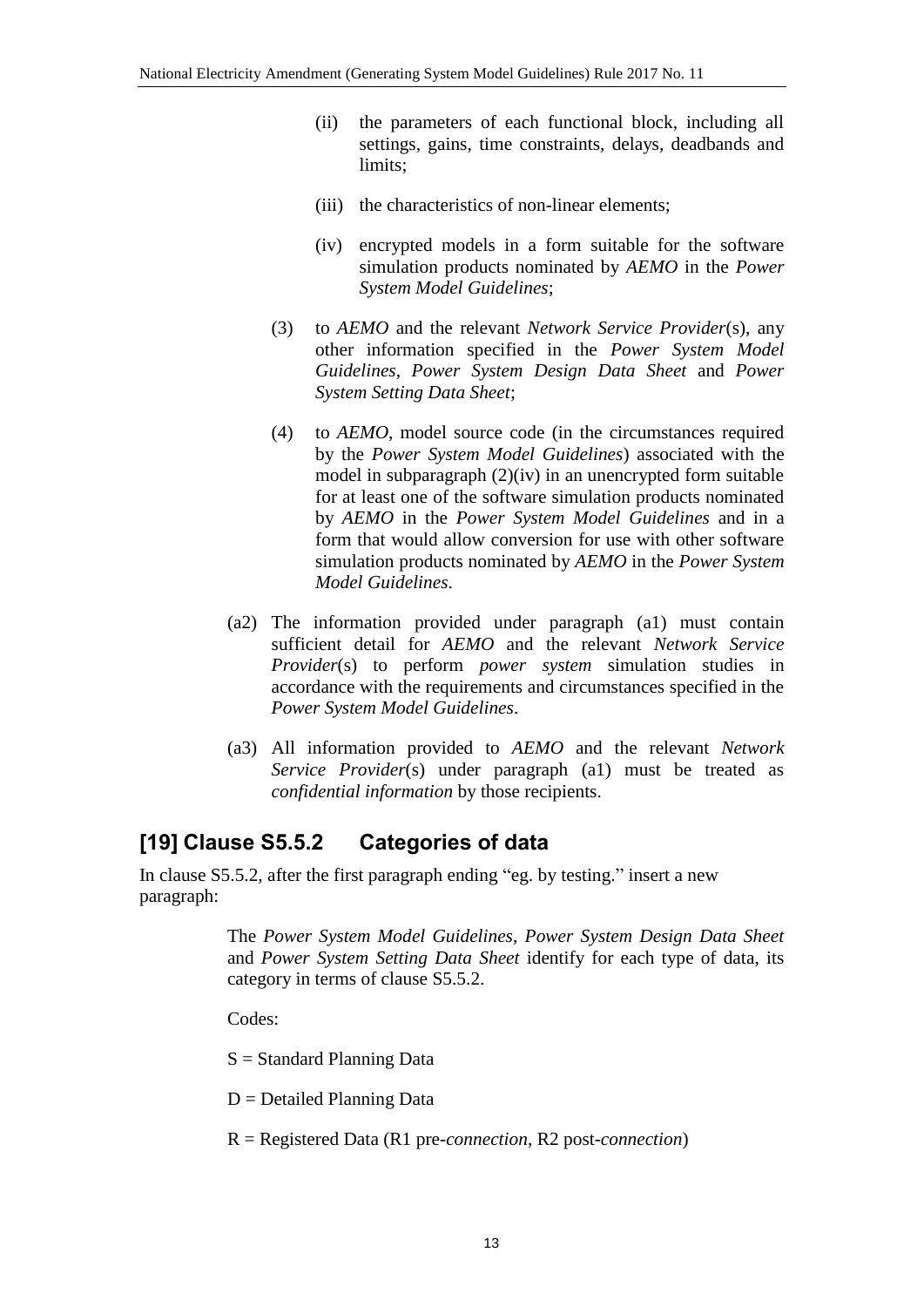(ii) the parameters of each functional block, including all settings, gains, time constraints, delays, deadbands and limits;

(iii) the characteristics of non-linear elements;

(iv) encrypted models in a form suitable for the software simulation products nominated by *AEMO* in the *Power System Model Guidelines*;

(3) to *AEMO* and the relevant *Network Service Provider*(s), any other information specified in the *Power System Model Guidelines*, *Power System Design Data Sheet* and *Power System Setting Data Sheet*;

(4) to *AEMO*, model source code (in the circumstances required by the *Power System Model Guidelines*) associated with the model in subparagraph (2)(iv) in an unencrypted form suitable for at least one of the software simulation products nominated by *AEMO* in the *Power System Model Guidelines* and in a form that would allow conversion for use with other software simulation products nominated by *AEMO* in the *Power System Model Guidelines*.

(a2) The information provided under paragraph (a1) must contain sufficient detail for *AEMO* and the relevant *Network Service Provider*(s) to perform *power system* simulation studies in accordance with the requirements and circumstances specified in the *Power System Model Guidelines*.

(a3) All information provided to *AEMO* and the relevant *Network Service Provider*(s) under paragraph (a1) must be treated as *confidential information* by those recipients.

## [19] Clause S5.5.2 Categories of data

In clause S5.5.2, after the first paragraph ending "eg. by testing." insert a new paragraph:

The *Power System Model Guidelines*, *Power System Design Data Sheet* and *Power System Setting Data Sheet* identify for each type of data, its category in terms of clause S5.5.2.

Codes:

S = Standard Planning Data

D = Detailed Planning Data

R = Registered Data (R1 pre-*connection*, R2 post-*connection*)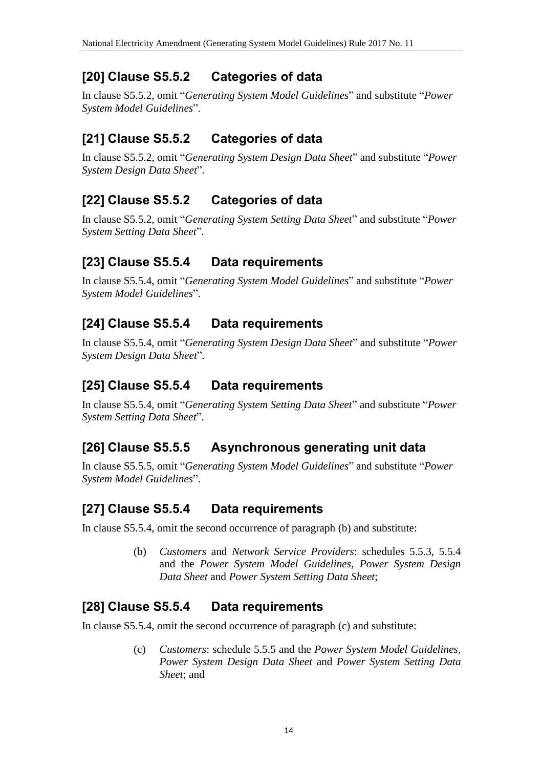## [20] Clause S5.5.2 Categories of data

In clause S5.5.2, omit "*Generating System Model Guidelines*" and substitute "*Power System Model Guidelines*".

## [21] Clause S5.5.2 Categories of data

In clause S5.5.2, omit "*Generating System Design Data Sheet*" and substitute "*Power System Design Data Sheet*".

## [22] Clause S5.5.2 Categories of data

In clause S5.5.2, omit "*Generating System Setting Data Sheet*" and substitute "*Power System Setting Data Sheet*".

## [23] Clause S5.5.4 Data requirements

In clause S5.5.4, omit "*Generating System Model Guidelines*" and substitute "*Power System Model Guidelines*".

## [24] Clause S5.5.4 Data requirements

In clause S5.5.4, omit "*Generating System Design Data Sheet*" and substitute "*Power System Design Data Sheet*".

## [25] Clause S5.5.4 Data requirements

In clause S5.5.4, omit "*Generating System Setting Data Sheet*" and substitute "*Power System Setting Data Sheet*".

## [26] Clause S5.5.5 Asynchronous generating unit data

In clause S5.5.5, omit "*Generating System Model Guidelines*" and substitute "*Power System Model Guidelines*".

## [27] Clause S5.5.4 Data requirements

In clause S5.5.4, omit the second occurrence of paragraph (b) and substitute:

> (b) *Customers* and *Network Service Providers*: schedules 5.5.3, 5.5.4 and the *Power System Model Guidelines*, *Power System Design Data Sheet* and *Power System Setting Data Sheet*;

## [28] Clause S5.5.4 Data requirements

In clause S5.5.4, omit the second occurrence of paragraph (c) and substitute:

> (c) *Customers*: schedule 5.5.5 and the *Power System Model Guidelines*, *Power System Design Data Sheet* and *Power System Setting Data Sheet*; and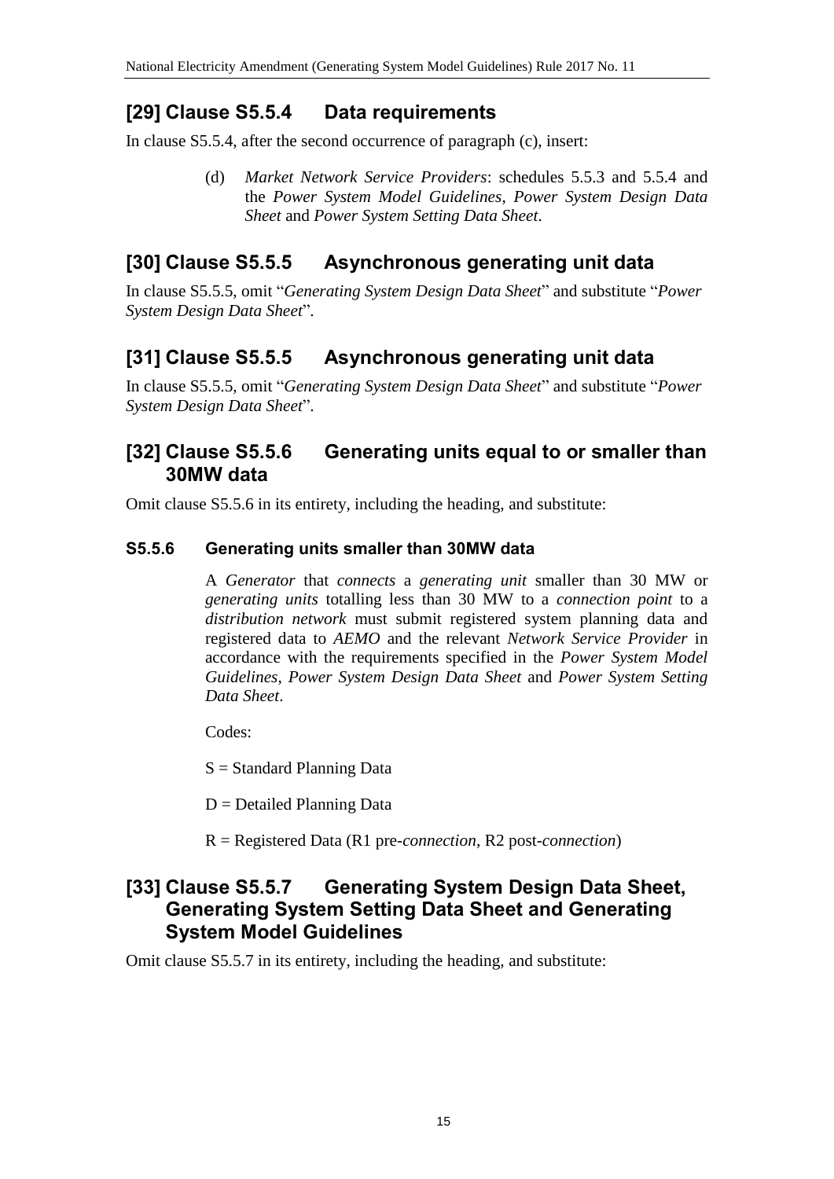## [29] Clause S5.5.4 Data requirements

In clause S5.5.4, after the second occurrence of paragraph (c), insert:

> (d) *Market Network Service Providers*: schedules 5.5.3 and 5.5.4 and the *Power System Model Guidelines*, *Power System Design Data Sheet* and *Power System Setting Data Sheet*.

## [30] Clause S5.5.5 Asynchronous generating unit data

In clause S5.5.5, omit "*Generating System Design Data Sheet*" and substitute "*Power System Design Data Sheet*".

## [31] Clause S5.5.5 Asynchronous generating unit data

In clause S5.5.5, omit "*Generating System Design Data Sheet*" and substitute "*Power System Design Data Sheet*".

## [32] Clause S5.5.6 Generating units equal to or smaller than 30MW data

Omit clause S5.5.6 in its entirety, including the heading, and substitute:

### S5.5.6 Generating units smaller than 30MW data

> A *Generator* that *connects* a *generating unit* smaller than 30 MW or *generating units* totalling less than 30 MW to a *connection point* to a *distribution network* must submit registered system planning data and registered data to *AEMO* and the relevant *Network Service Provider* in accordance with the requirements specified in the *Power System Model Guidelines*, *Power System Design Data Sheet* and *Power System Setting Data Sheet*.
>
> Codes:
>
> S = Standard Planning Data
>
> D = Detailed Planning Data
>
> R = Registered Data (R1 pre-*connection*, R2 post-*connection*)

## [33] Clause S5.5.7 Generating System Design Data Sheet, Generating System Setting Data Sheet and Generating System Model Guidelines

Omit clause S5.5.7 in its entirety, including the heading, and substitute: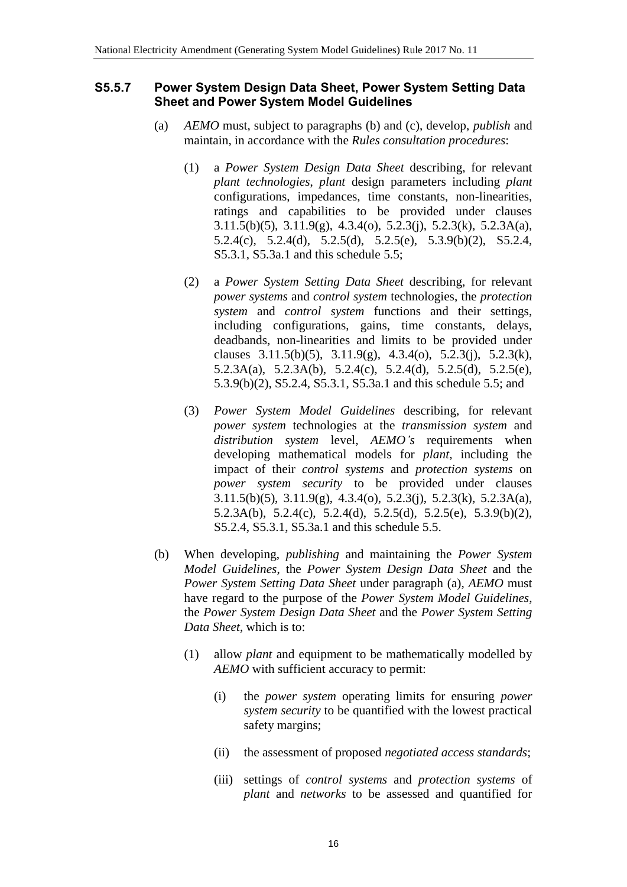### S5.5.7 Power System Design Data Sheet, Power System Setting Data Sheet and Power System Model Guidelines

(a) *AEMO* must, subject to paragraphs (b) and (c), develop, *publish* and maintain, in accordance with the *Rules consultation procedures*:

(1) a *Power System Design Data Sheet* describing, for relevant *plant technologies*, *plant* design parameters including *plant* configurations, impedances, time constants, non-linearities, ratings and capabilities to be provided under clauses 3.11.5(b)(5), 3.11.9(g), 4.3.4(o), 5.2.3(j), 5.2.3(k), 5.2.3A(a), 5.2.4(c), 5.2.4(d), 5.2.5(d), 5.2.5(e), 5.3.9(b)(2), S5.2.4, S5.3.1, S5.3a.1 and this schedule 5.5;

(2) a *Power System Setting Data Sheet* describing, for relevant *power systems* and *control system* technologies, the *protection system* and *control system* functions and their settings, including configurations, gains, time constants, delays, deadbands, non-linearities and limits to be provided under clauses 3.11.5(b)(5), 3.11.9(g), 4.3.4(o), 5.2.3(j), 5.2.3(k), 5.2.3A(a), 5.2.3A(b), 5.2.4(c), 5.2.4(d), 5.2.5(d), 5.2.5(e), 5.3.9(b)(2), S5.2.4, S5.3.1, S5.3a.1 and this schedule 5.5; and

(3) *Power System Model Guidelines* describing, for relevant *power system* technologies at the *transmission system* and *distribution system* level, *AEMO's* requirements when developing mathematical models for *plant*, including the impact of their *control systems* and *protection systems* on *power system security* to be provided under clauses 3.11.5(b)(5), 3.11.9(g), 4.3.4(o), 5.2.3(j), 5.2.3(k), 5.2.3A(a), 5.2.3A(b), 5.2.4(c), 5.2.4(d), 5.2.5(d), 5.2.5(e), 5.3.9(b)(2), S5.2.4, S5.3.1, S5.3a.1 and this schedule 5.5.

(b) When developing, *publishing* and maintaining the *Power System Model Guidelines*, the *Power System Design Data Sheet* and the *Power System Setting Data Sheet* under paragraph (a), *AEMO* must have regard to the purpose of the *Power System Model Guidelines*, the *Power System Design Data Sheet* and the *Power System Setting Data Sheet*, which is to:

(1) allow *plant* and equipment to be mathematically modelled by *AEMO* with sufficient accuracy to permit:

(i) the *power system* operating limits for ensuring *power system security* to be quantified with the lowest practical safety margins;

(ii) the assessment of proposed *negotiated access standards*;

(iii) settings of *control systems* and *protection systems* of *plant* and *networks* to be assessed and quantified for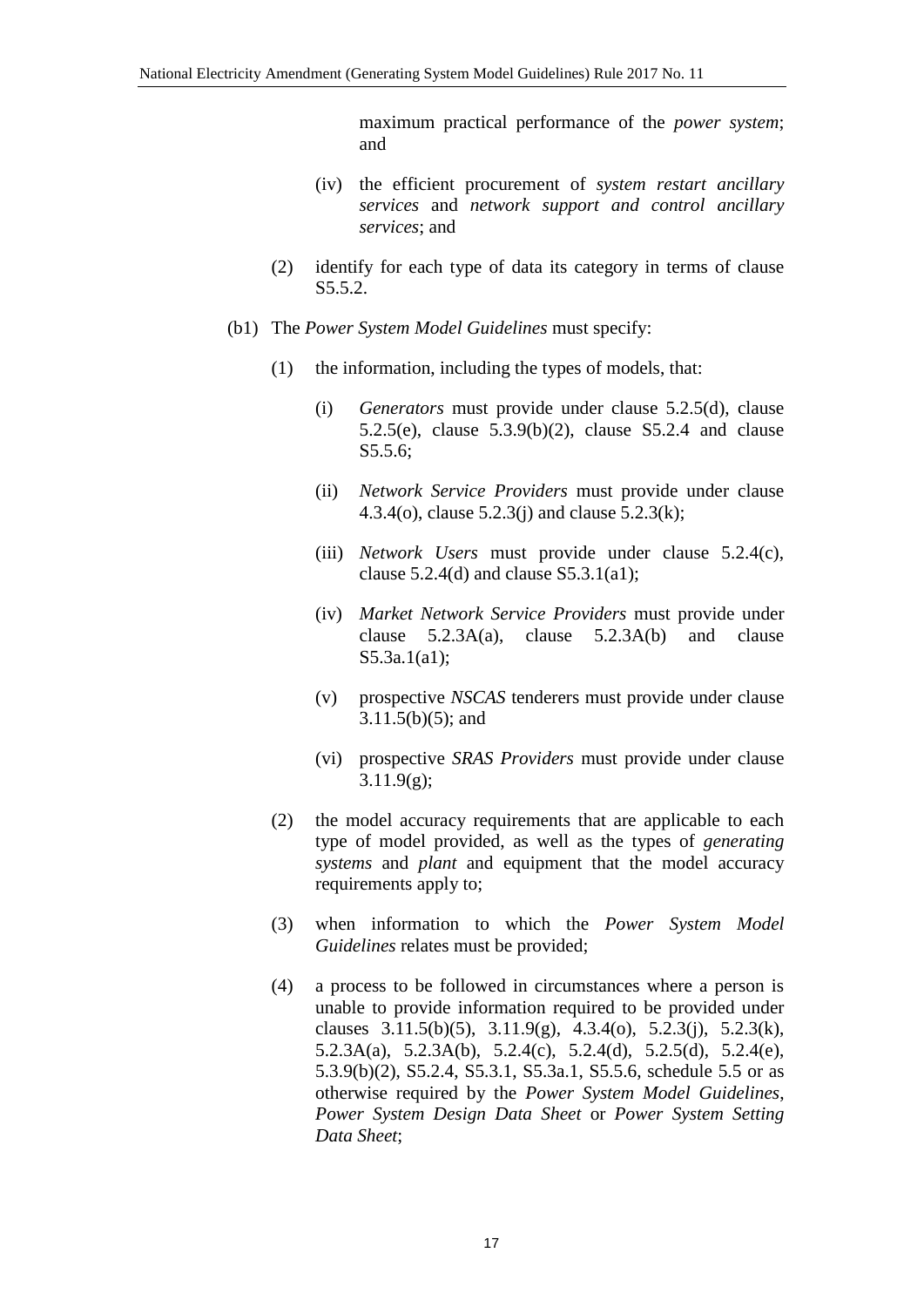maximum practical performance of the *power system*; and

(iv) the efficient procurement of *system restart ancillary services* and *network support and control ancillary services*; and

(2) identify for each type of data its category in terms of clause S5.5.2.

(b1) The *Power System Model Guidelines* must specify:

(1) the information, including the types of models, that:

(i) *Generators* must provide under clause 5.2.5(d), clause 5.2.5(e), clause 5.3.9(b)(2), clause S5.2.4 and clause S5.5.6;

(ii) *Network Service Providers* must provide under clause 4.3.4(o), clause 5.2.3(j) and clause 5.2.3(k);

(iii) *Network Users* must provide under clause 5.2.4(c), clause 5.2.4(d) and clause S5.3.1(a1);

(iv) *Market Network Service Providers* must provide under clause 5.2.3A(a), clause 5.2.3A(b) and clause S5.3a.1(a1);

(v) prospective *NSCAS* tenderers must provide under clause 3.11.5(b)(5); and

(vi) prospective *SRAS Providers* must provide under clause 3.11.9(g);

(2) the model accuracy requirements that are applicable to each type of model provided, as well as the types of *generating systems* and *plant* and equipment that the model accuracy requirements apply to;

(3) when information to which the *Power System Model Guidelines* relates must be provided;

(4) a process to be followed in circumstances where a person is unable to provide information required to be provided under clauses 3.11.5(b)(5), 3.11.9(g), 4.3.4(o), 5.2.3(j), 5.2.3(k), 5.2.3A(a), 5.2.3A(b), 5.2.4(c), 5.2.4(d), 5.2.5(d), 5.2.4(e), 5.3.9(b)(2), S5.2.4, S5.3.1, S5.3a.1, S5.5.6, schedule 5.5 or as otherwise required by the *Power System Model Guidelines*, *Power System Design Data Sheet* or *Power System Setting Data Sheet*;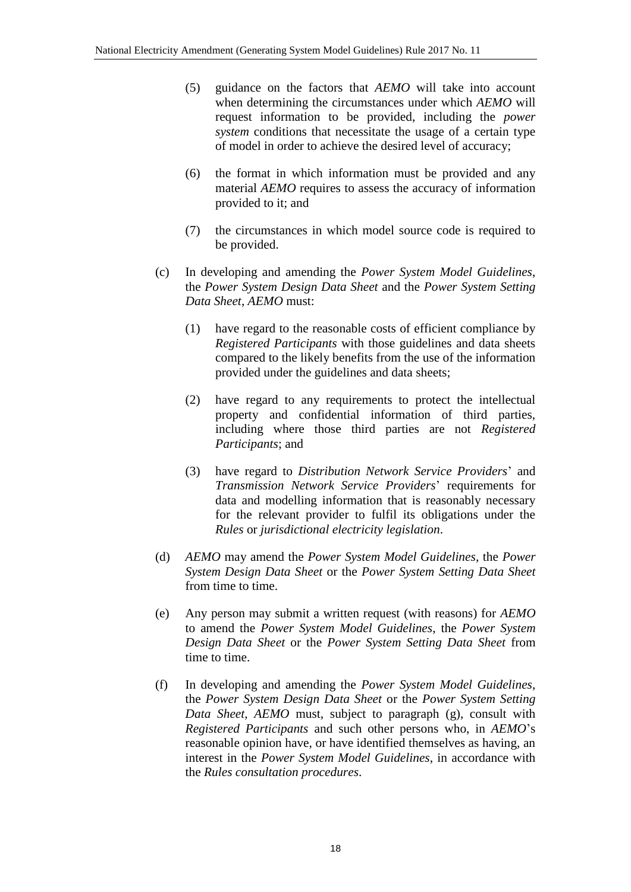(5) guidance on the factors that *AEMO* will take into account when determining the circumstances under which *AEMO* will request information to be provided, including the *power system* conditions that necessitate the usage of a certain type of model in order to achieve the desired level of accuracy;

(6) the format in which information must be provided and any material *AEMO* requires to assess the accuracy of information provided to it; and

(7) the circumstances in which model source code is required to be provided.

(c) In developing and amending the *Power System Model Guidelines*, the *Power System Design Data Sheet* and the *Power System Setting Data Sheet*, *AEMO* must:

(1) have regard to the reasonable costs of efficient compliance by *Registered Participants* with those guidelines and data sheets compared to the likely benefits from the use of the information provided under the guidelines and data sheets;

(2) have regard to any requirements to protect the intellectual property and confidential information of third parties, including where those third parties are not *Registered Participants*; and

(3) have regard to *Distribution Network Service Providers*' and *Transmission Network Service Providers*' requirements for data and modelling information that is reasonably necessary for the relevant provider to fulfil its obligations under the *Rules* or *jurisdictional electricity legislation*.

(d) *AEMO* may amend the *Power System Model Guidelines*, the *Power System Design Data Sheet* or the *Power System Setting Data Sheet* from time to time.

(e) Any person may submit a written request (with reasons) for *AEMO* to amend the *Power System Model Guidelines*, the *Power System Design Data Sheet* or the *Power System Setting Data Sheet* from time to time.

(f) In developing and amending the *Power System Model Guidelines*, the *Power System Design Data Sheet* or the *Power System Setting Data Sheet*, *AEMO* must, subject to paragraph (g), consult with *Registered Participants* and such other persons who, in *AEMO*'s reasonable opinion have, or have identified themselves as having, an interest in the *Power System Model Guidelines*, in accordance with the *Rules consultation procedures*.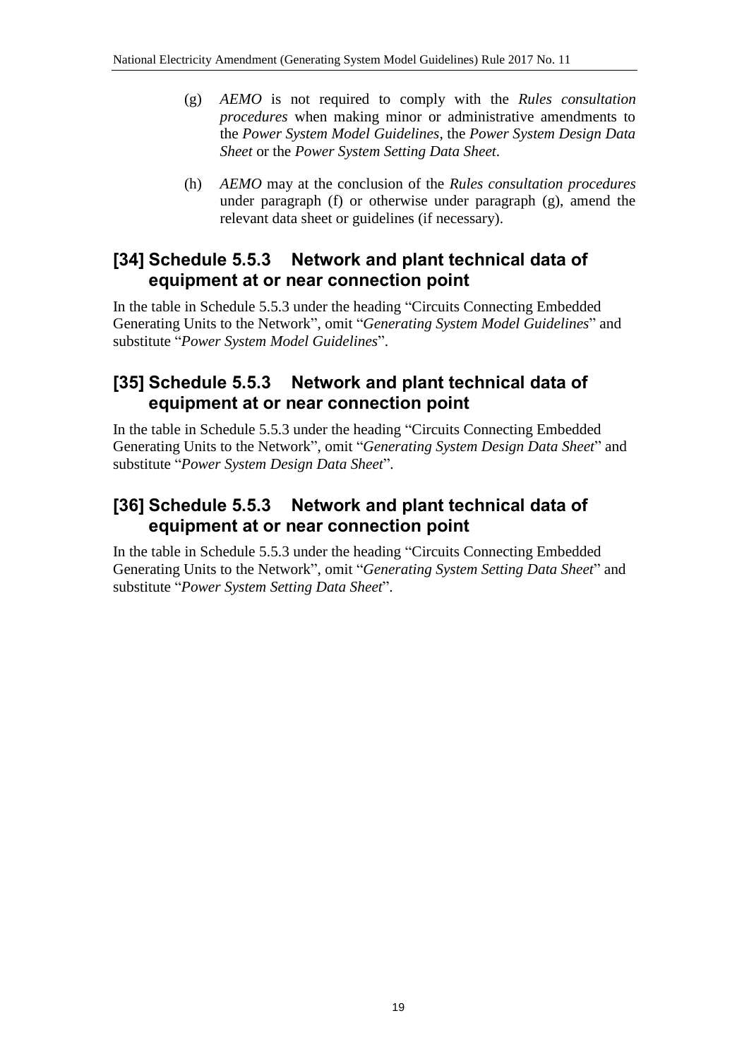(g) *AEMO* is not required to comply with the *Rules consultation procedures* when making minor or administrative amendments to the *Power System Model Guidelines*, the *Power System Design Data Sheet* or the *Power System Setting Data Sheet*.

(h) *AEMO* may at the conclusion of the *Rules consultation procedures* under paragraph (f) or otherwise under paragraph (g), amend the relevant data sheet or guidelines (if necessary).

## [34] Schedule 5.5.3 Network and plant technical data of equipment at or near connection point

In the table in Schedule 5.5.3 under the heading "Circuits Connecting Embedded Generating Units to the Network", omit "*Generating System Model Guidelines*" and substitute "*Power System Model Guidelines*".

## [35] Schedule 5.5.3 Network and plant technical data of equipment at or near connection point

In the table in Schedule 5.5.3 under the heading "Circuits Connecting Embedded Generating Units to the Network", omit "*Generating System Design Data Sheet*" and substitute "*Power System Design Data Sheet*".

## [36] Schedule 5.5.3 Network and plant technical data of equipment at or near connection point

In the table in Schedule 5.5.3 under the heading "Circuits Connecting Embedded Generating Units to the Network", omit "*Generating System Setting Data Sheet*" and substitute "*Power System Setting Data Sheet*".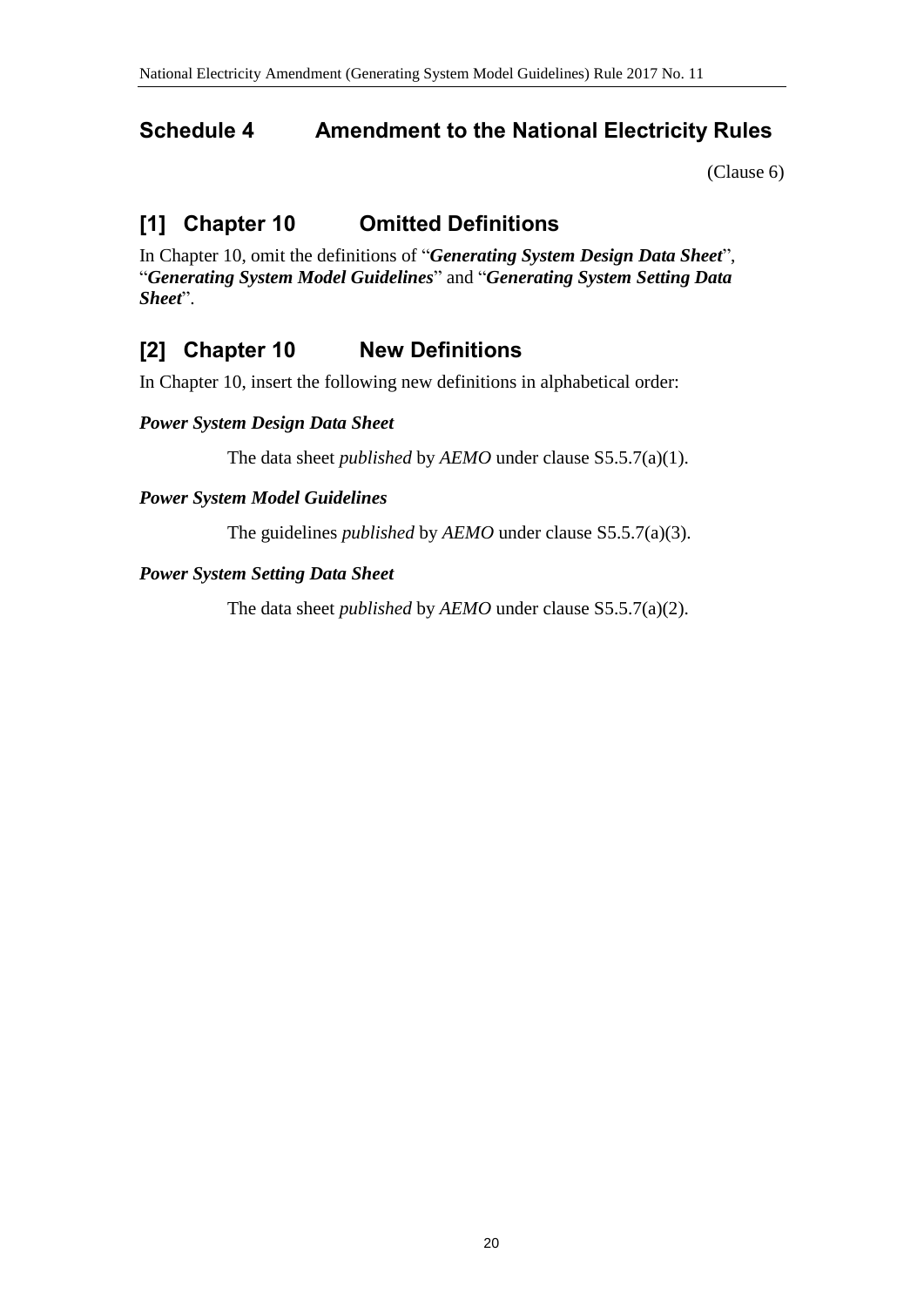## Schedule 4 Amendment to the National Electricity Rules

(Clause 6)

### [1] Chapter 10 Omitted Definitions

In Chapter 10, omit the definitions of "***Generating System Design Data Sheet***", "***Generating System Model Guidelines***" and "***Generating System Setting Data Sheet***".

### [2] Chapter 10 New Definitions

In Chapter 10, insert the following new definitions in alphabetical order:

***Power System Design Data Sheet***

The data sheet *published* by *AEMO* under clause S5.5.7(a)(1).

***Power System Model Guidelines***

The guidelines *published* by *AEMO* under clause S5.5.7(a)(3).

***Power System Setting Data Sheet***

The data sheet *published* by *AEMO* under clause S5.5.7(a)(2).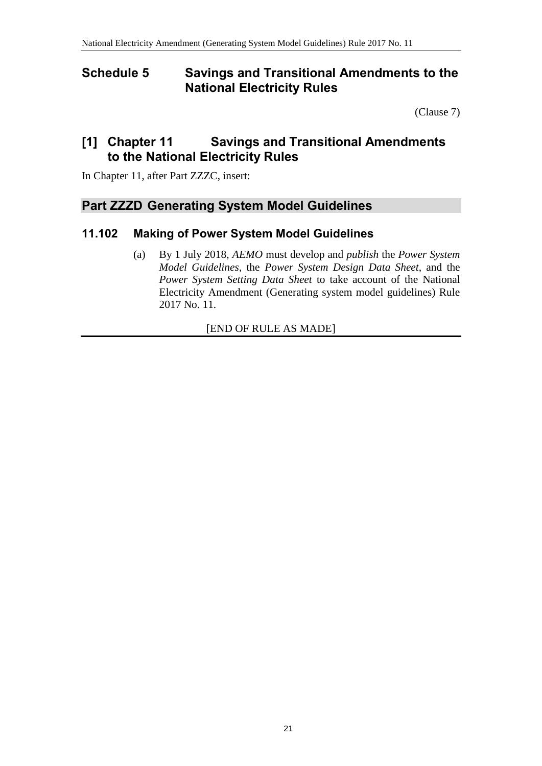# Schedule 5 Savings and Transitional Amendments to the National Electricity Rules

(Clause 7)

## [1] Chapter 11 Savings and Transitional Amendments to the National Electricity Rules

In Chapter 11, after Part ZZZC, insert:

## Part ZZZD Generating System Model Guidelines

### 11.102 Making of Power System Model Guidelines

(a) By 1 July 2018, *AEMO* must develop and *publish* the *Power System Model Guidelines*, the *Power System Design Data Sheet*, and the *Power System Setting Data Sheet* to take account of the National Electricity Amendment (Generating system model guidelines) Rule 2017 No. 11.

[END OF RULE AS MADE]